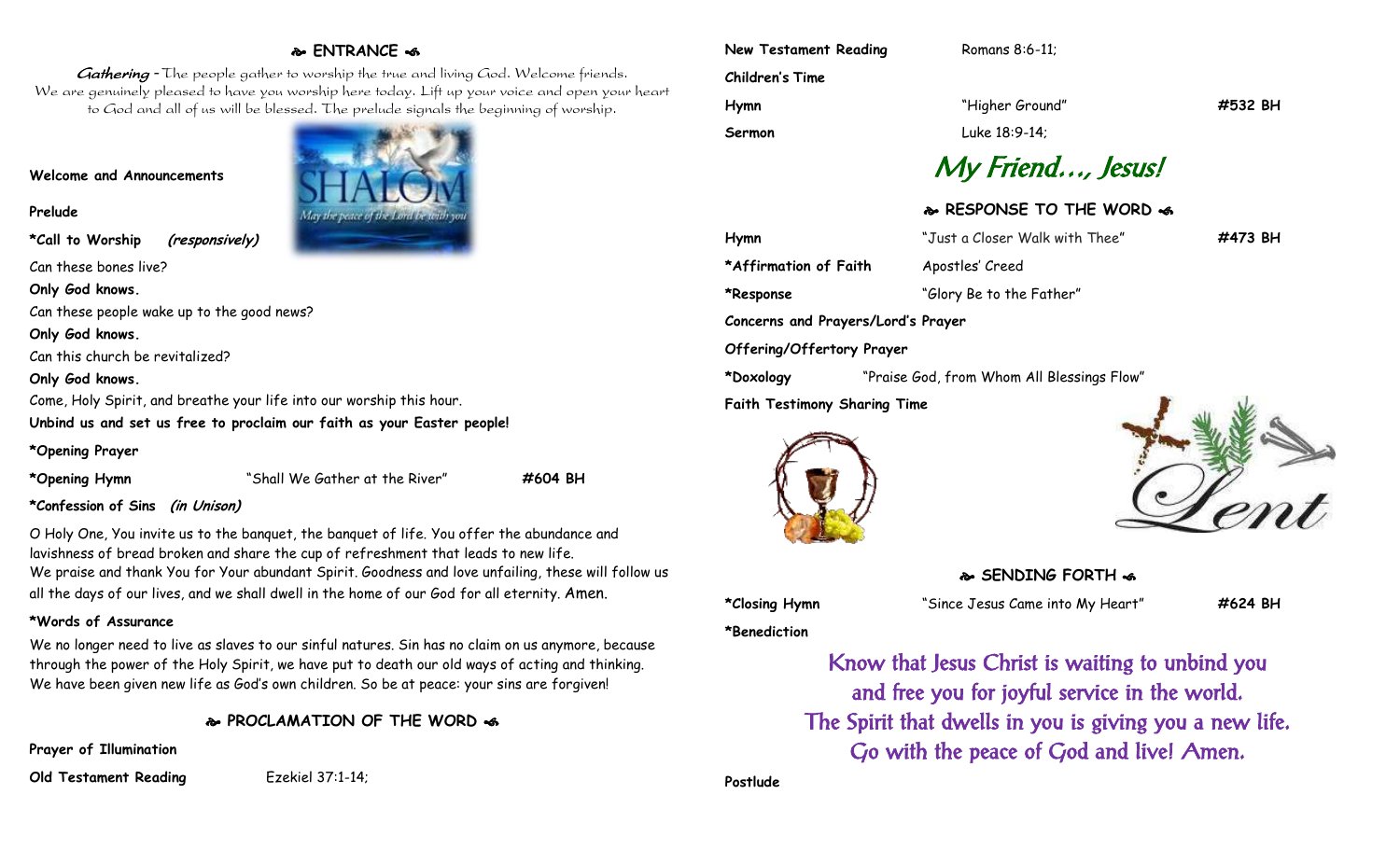## ❧ ENTRANCE ☙

*Gathering* - The people gather to worship the true and living God. Welcome friends. We are genuinely pleased to have you worship here today. Lift up your voice and open your heart to God and all of us will be blessed. The prelude signals the beginning of worship.

**Welcome and Announcements**

**Prelude**

**\*Call to Worship** *(responsively)*

Can these bones live?

**Only God knows.**

Can these people wake up to the good news?

**Only God knows.**

Can this church be revitalized?

**Only God knows.**

Come, Holy Spirit, and breathe your life into our worship this hour.

**Unbind us and set us free to proclaim our faith as your Easter people!**

**\*Opening Prayer**

**\*Opening Hymn** "Shall We Gather at the River" **#604 BH**

**\*Confession of Sins** *(in Unison)*

O Holy One, You invite us to the banquet, the banquet of life. You offer the abundance and lavishness of bread broken and share the cup of refreshment that leads to new life. We praise and thank You for Your abundant Spirit. Goodness and love unfailing, these will follow us all the days of our lives, and we shall dwell in the home of our God for all eternity. Amen.

**\*Words of Assurance**

We no longer need to live as slaves to our sinful natures. Sin has no claim on us anymore, because through the power of the Holy Spirit, we have put to death our old ways of acting and thinking. We have been given new life as God's own children. So be at peace: your sins are forgiven!

## ❧ PROCLAMATION OF THE WORD ☙

**Prayer of Illumination**

**Old Testament Reading** Ezekiel 37:1-14;

**New Testament Reading** Romans 8:6-11;

**Children's Time**

**Hymn** "Higher Ground" **#532 BH**

**Sermon** Luke 18:9-14;

*My Friend…, Jesus!*

## ❧ RESPONSE TO THE WORD ☙

**Hymn** "Just a Closer Walk with Thee" **#473 BH**

**\*Affirmation of Faith** Apostles' Creed

**\*Response** "Glory Be to the Father"

**Concerns and Prayers/Lord's Prayer**

**Offering/Offertory Prayer**

**\*Doxology** "Praise God, from Whom All Blessings Flow"

**Faith Testimony Sharing Time**

## ❧ SENDING FORTH ☙

**\*Closing Hymn** "Since Jesus Came into My Heart" **#624 BH**

**\*Benediction**

Know that Jesus Christ is waiting to unbind you
and free you for joyful service in the world.
The Spirit that dwells in you is giving you a new life.
Go with the peace of God and live! Amen.

**Postlude**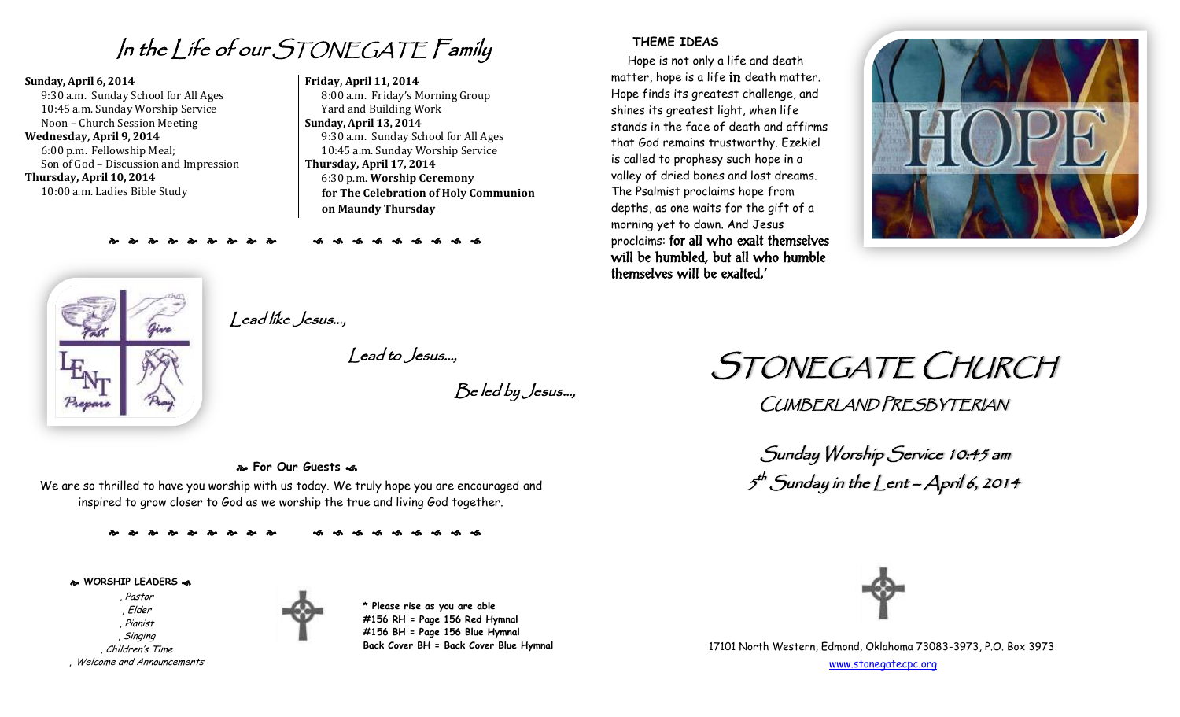# In the Life of our STONEGATE Family

**Sunday, April 6, 2014**
9:30 a.m. Sunday School for All Ages
10:45 a.m. Sunday Worship Service
Noon – Church Session Meeting

**Wednesday, April 9, 2014**
6:00 p.m. Fellowship Meal;
Son of God – Discussion and Impression

**Thursday, April 10, 2014**
10:00 a.m. Ladies Bible Study

**Friday, April 11, 2014**
8:00 a.m. Friday's Morning Group
Yard and Building Work

**Sunday, April 13, 2014**
9:30 a.m. Sunday School for All Ages
10:45 a.m. Sunday Worship Service

**Thursday, April 17, 2014**
6:30 p.m. **Worship Ceremony for The Celebration of Holy Communion on Maundy Thursday**

Lead like Jesus…,

Lead to Jesus…,

Be led by Jesus…,

## For Our Guests

We are so thrilled to have you worship with us today. We truly hope you are encouraged and inspired to grow closer to God as we worship the true and living God together.

**WORSHIP LEADERS**

, Pastor
, Elder
, Pianist
, Singing
, Children's Time
, Welcome and Announcements

**\* Please rise as you are able**
**#156 RH = Page 156 Red Hymnal**
**#156 BH = Page 156 Blue Hymnal**
**Back Cover BH = Back Cover Blue Hymnal**

**THEME IDEAS**

Hope is not only a life and death matter, hope is a life **in** death matter. Hope finds its greatest challenge, and shines its greatest light, when life stands in the face of death and affirms that God remains trustworthy. Ezekiel is called to prophesy such hope in a valley of dried bones and lost dreams. The Psalmist proclaims hope from depths, as one waits for the gift of a morning yet to dawn. And Jesus proclaims: **for all who exalt themselves will be humbled, but all who humble themselves will be exalted.'**

# STONEGATE CHURCH

## CUMBERLAND PRESBYTERIAN

Sunday Worship Service 10:45 am

5th Sunday in the Lent – April 6, 2014

17101 North Western, Edmond, Oklahoma 73083-3973, P.O. Box 3973
www.stonegatecpc.org